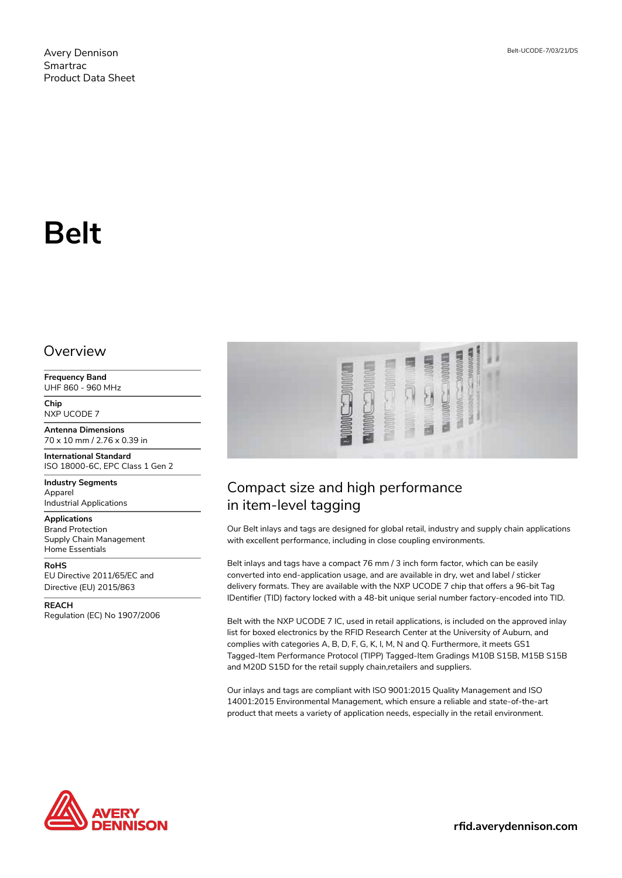Avery Dennison
Smartrac
Product Data Sheet

Belt-UCODE-7/03/21/DS

# Belt

## Overview

**Frequency Band**
UHF 860 - 960 MHz

**Chip**
NXP UCODE 7

**Antenna Dimensions**
70 x 10 mm / 2.76 x 0.39 in

**International Standard**
ISO 18000-6C, EPC Class 1 Gen 2

**Industry Segments**
Apparel
Industrial Applications

**Applications**
Brand Protection
Supply Chain Management
Home Essentials

**RoHS**
EU Directive 2011/65/EC and Directive (EU) 2015/863

**REACH**
Regulation (EC) No 1907/2006

## Compact size and high performance in item-level tagging

Our Belt inlays and tags are designed for global retail, industry and supply chain applications with excellent performance, including in close coupling environments.

Belt inlays and tags have a compact 76 mm / 3 inch form factor, which can be easily converted into end-application usage, and are available in dry, wet and label / sticker delivery formats. They are available with the NXP UCODE 7 chip that offers a 96-bit Tag IDentifier (TID) factory locked with a 48-bit unique serial number factory-encoded into TID.

Belt with the NXP UCODE 7 IC, used in retail applications, is included on the approved inlay list for boxed electronics by the RFID Research Center at the University of Auburn, and complies with categories A, B, D, F, G, K, I, M, N and Q. Furthermore, it meets GS1 Tagged-Item Performance Protocol (TIPP) Tagged-Item Gradings M10B S15B, M15B S15B and M20D S15D for the retail supply chain,retailers and suppliers.

Our inlays and tags are compliant with ISO 9001:2015 Quality Management and ISO 14001:2015 Environmental Management, which ensure a reliable and state-of-the-art product that meets a variety of application needs, especially in the retail environment.

rfid.averydennison.com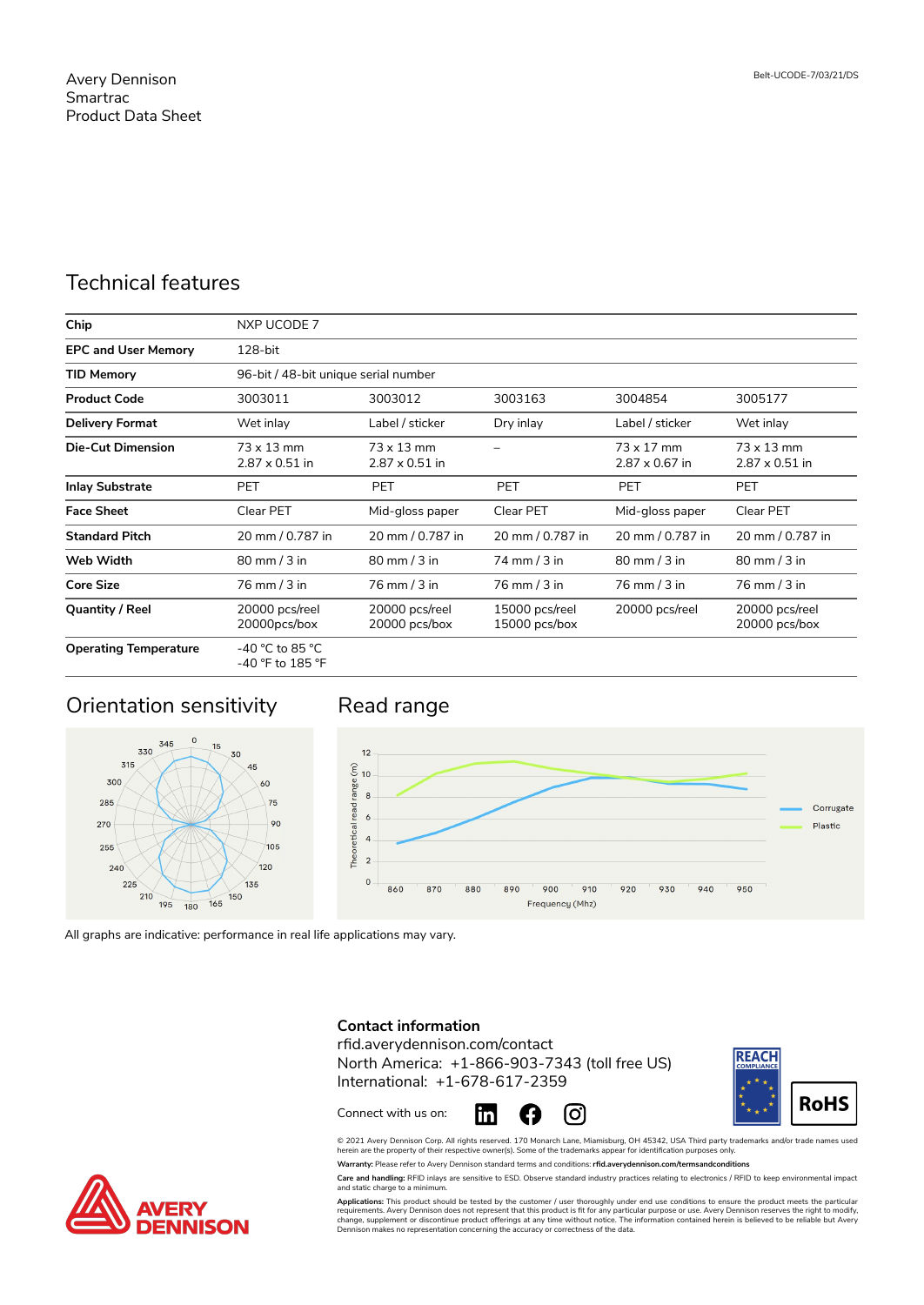Avery Dennison
Smartrac
Product Data Sheet

Belt-UCODE-7/03/21/DS

## Technical features

| | | | | | |
|---|---|---|---|---|---|
| **Chip** | NXP UCODE 7 | | | | |
| **EPC and User Memory** | 128-bit | | | | |
| **TID Memory** | 96-bit / 48-bit unique serial number | | | | |
| **Product Code** | 3003011 | 3003012 | 3003163 | 3004854 | 3005177 |
| **Delivery Format** | Wet inlay | Label / sticker | Dry inlay | Label / sticker | Wet inlay |
| **Die-Cut Dimension** | 73 x 13 mm<br>2.87 x 0.51 in | 73 x 13 mm<br>2.87 x 0.51 in | – | 73 x 17 mm<br>2.87 x 0.67 in | 73 x 13 mm<br>2.87 x 0.51 in |
| **Inlay Substrate** | PET | PET | PET | PET | PET |
| **Face Sheet** | Clear PET | Mid-gloss paper | Clear PET | Mid-gloss paper | Clear PET |
| **Standard Pitch** | 20 mm / 0.787 in | 20 mm / 0.787 in | 20 mm / 0.787 in | 20 mm / 0.787 in | 20 mm / 0.787 in |
| **Web Width** | 80 mm / 3 in | 80 mm / 3 in | 74 mm / 3 in | 80 mm / 3 in | 80 mm / 3 in |
| **Core Size** | 76 mm / 3 in | 76 mm / 3 in | 76 mm / 3 in | 76 mm / 3 in | 76 mm / 3 in |
| **Quantity / Reel** | 20000 pcs/reel<br>20000pcs/box | 20000 pcs/reel<br>20000 pcs/box | 15000 pcs/reel<br>15000 pcs/box | 20000 pcs/reel | 20000 pcs/reel<br>20000 pcs/box |
| **Operating Temperature** | -40 °C to 85 °C<br>-40 °F to 185 °F | | | | |

## Orientation sensitivity

0
15
30
45
60
75
90
105
120
135
150
165
180
195
210
225
240
255
270
285
300
315
330
345

## Read range

Theoretical read range (m)
0
2
4
6
8
10
12
860
870
880
890
900
910
920
930
940
950
Frequency (Mhz)
Corrugate
Plastic

All graphs are indicative: performance in real life applications may vary.

**Contact information**
rfid.averydennison.com/contact
North America: +1-866-903-7343 (toll free US)
International: +1-678-617-2359

Connect with us on:

REACH COMPLIANCE
RoHS

© 2021 Avery Dennison Corp. All rights reserved. 170 Monarch Lane, Miamisburg, OH 45342, USA Third party trademarks and/or trade names used herein are the property of their respective owner(s). Some of the trademarks appear for identification purposes only.

**Warranty:** Please refer to Avery Dennison standard terms and conditions: **rfid.averydennison.com/termsandconditions**

**Care and handling:** RFID inlays are sensitive to ESD. Observe standard industry practices relating to electronics / RFID to keep environmental impact and static charge to a minimum.

**Applications:** This product should be tested by the customer / user thoroughly under end use conditions to ensure the product meets the particular requirements. Avery Dennison does not represent that this product is fit for any particular purpose or use. Avery Dennison reserves the right to modify, change, supplement or discontinue product offerings at any time without notice. The information contained herein is believed to be reliable but Avery Dennison makes no representation concerning the accuracy or correctness of the data.

AVERY DENNISON